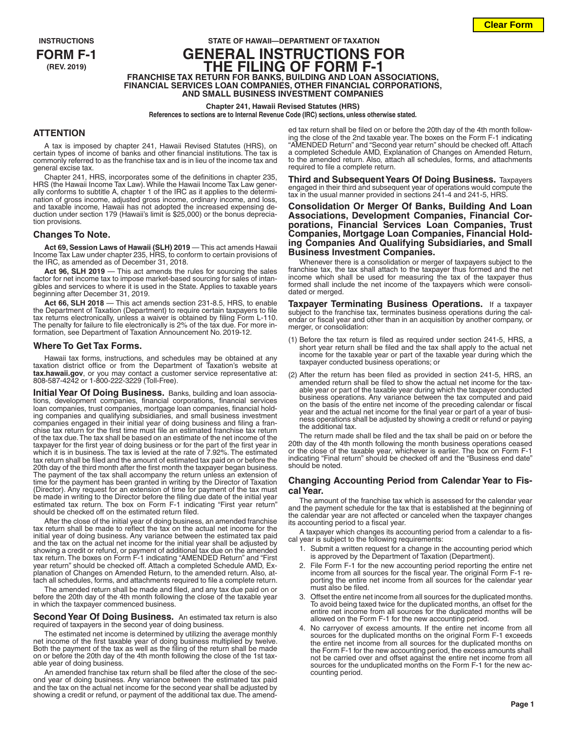**INSTRUCTIONS**
**FORM F-1**
**(REV. 2019)**

**STATE OF HAWAII—DEPARTMENT OF TAXATION**

# GENERAL INSTRUCTIONS FOR THE FILING OF FORM F-1

**FRANCHISE TAX RETURN FOR BANKS, BUILDING AND LOAN ASSOCIATIONS, FINANCIAL SERVICES LOAN COMPANIES, OTHER FINANCIAL CORPORATIONS, AND SMALL BUSINESS INVESTMENT COMPANIES**

**Chapter 241, Hawaii Revised Statutes (HRS)**
**References to sections are to Internal Revenue Code (IRC) sections, unless otherwise stated.**

## ATTENTION

A tax is imposed by chapter 241, Hawaii Revised Statutes (HRS), on certain types of income of banks and other financial institutions. The tax is commonly referred to as the franchise tax and is in lieu of the income tax and general excise tax.

Chapter 241, HRS, incorporates some of the definitions in chapter 235, HRS (the Hawaii Income Tax Law). While the Hawaii Income Tax Law generally conforms to subtitle A, chapter 1 of the IRC as it applies to the determination of gross income, adjusted gross income, ordinary income, and loss, and taxable income, Hawaii has not adopted the increased expensing deduction under section 179 (Hawaii's limit is $25,000) or the bonus depreciation provisions.

## Changes To Note.

**Act 69, Session Laws of Hawaii (SLH) 2019** — This act amends Hawaii Income Tax Law under chapter 235, HRS, to conform to certain provisions of the IRC, as amended as of December 31, 2018.

**Act 96, SLH 2019** — This act amends the rules for sourcing the sales factor for net income tax to impose market-based sourcing for sales of intangibles and services to where it is used in the State. Applies to taxable years beginning after December 31, 2019.

**Act 66, SLH 2018** — This act amends section 231-8.5, HRS, to enable the Department of Taxation (Department) to require certain taxpayers to file tax returns electronically, unless a waiver is obtained by filing Form L-110. The penalty for failure to file electronically is 2% of the tax due. For more information, see Department of Taxation Announcement No. 2019-12.

## Where To Get Tax Forms.

Hawaii tax forms, instructions, and schedules may be obtained at any taxation district office or from the Department of Taxation's website at **tax.hawaii.gov**, or you may contact a customer service representative at: 808-587-4242 or 1-800-222-3229 (Toll-Free).

**Initial Year Of Doing Business.** Banks, building and loan associations, development companies, financial corporations, financial services loan companies, trust companies, mortgage loan companies, financial holding companies and qualifying subsidiaries, and small business investment companies engaged in their initial year of doing business and filing a franchise tax return for the first time must file an estimated franchise tax return of the tax due. The tax shall be based on an estimate of the net income of the taxpayer for the first year of doing business or for the part of the first year in which it is in business. The tax is levied at the rate of 7.92%. The estimated tax return shall be filed and the amount of estimated tax paid on or before the 20th day of the third month after the first month the taxpayer began business. The payment of the tax shall accompany the return unless an extension of time for the payment has been granted in writing by the Director of Taxation (Director). Any request for an extension of time for payment of the tax must be made in writing to the Director before the filing due date of the initial year estimated tax return. The box on Form F-1 indicating "First year return" should be checked off on the estimated return filed.

After the close of the initial year of doing business, an amended franchise tax return shall be made to reflect the tax on the actual net income for the initial year of doing business. Any variance between the estimated tax paid and the tax on the actual net income for the initial year shall be adjusted by showing a credit or refund, or payment of additional tax due on the amended tax return. The boxes on Form F-1 indicating "AMENDED Return" and "First year return" should be checked off. Attach a completed Schedule AMD, Explanation of Changes on Amended Return, to the amended return. Also, attach all schedules, forms, and attachments required to file a complete return.

The amended return shall be made and filed, and any tax due paid on or before the 20th day of the 4th month following the close of the taxable year in which the taxpayer commenced business.

**Second Year Of Doing Business.** An estimated tax return is also required of taxpayers in the second year of doing business.

The estimated net income is determined by utilizing the average monthly net income of the first taxable year of doing business multiplied by twelve. Both the payment of the tax as well as the filing of the return shall be made on or before the 20th day of the 4th month following the close of the 1st taxable year of doing business.

An amended franchise tax return shall be filed after the close of the second year of doing business. Any variance between the estimated tax paid and the tax on the actual net income for the second year shall be adjusted by showing a credit or refund, or payment of the additional tax due. The amended tax return shall be filed on or before the 20th day of the 4th month following the close of the 2nd taxable year. The boxes on the Form F-1 indicating "AMENDED Return" and "Second year return" should be checked off. Attach a completed Schedule AMD, Explanation of Changes on Amended Return, to the amended return. Also, attach all schedules, forms, and attachments required to file a complete return.

**Third and Subsequent Years Of Doing Business.** Taxpayers engaged in their third and subsequent year of operations would compute the tax in the usual manner provided in sections 241-4 and 241-5, HRS.

**Consolidation Or Merger Of Banks, Building And Loan Associations, Development Companies, Financial Corporations, Financial Services Loan Companies, Trust Companies, Mortgage Loan Companies, Financial Holding Companies And Qualifying Subsidiaries, and Small Business Investment Companies.**

Whenever there is a consolidation or merger of taxpayers subject to the franchise tax, the tax shall attach to the taxpayer thus formed and the net income which shall be used for measuring the tax of the taxpayer thus formed shall include the net income of the taxpayers which were consolidated or merged.

**Taxpayer Terminating Business Operations.** If a taxpayer subject to the franchise tax, terminates business operations during the calendar or fiscal year and other than in an acquisition by another company, or merger, or consolidation:

(1) Before the tax return is filed as required under section 241-5, HRS, a short year return shall be filed and the tax shall apply to the actual net income for the taxable year or part of the taxable year during which the taxpayer conducted business operations; or

(2) After the return has been filed as provided in section 241-5, HRS, an amended return shall be filed to show the actual net income for the taxable year or part of the taxable year during which the taxpayer conducted business operations. Any variance between the tax computed and paid on the basis of the entire net income of the preceding calendar or fiscal year and the actual net income for the final year or part of a year of business operations shall be adjusted by showing a credit or refund or paying the additional tax.

The return made shall be filed and the tax shall be paid on or before the 20th day of the 4th month following the month business operations ceased or the close of the taxable year, whichever is earlier. The box on Form F-1 indicating "Final return" should be checked off and the "Business end date" should be noted.

## Changing Accounting Period from Calendar Year to Fiscal Year.

The amount of the franchise tax which is assessed for the calendar year and the payment schedule for the tax that is established at the beginning of the calendar year are not affected or canceled when the taxpayer changes its accounting period to a fiscal year.

A taxpayer which changes its accounting period from a calendar to a fiscal year is subject to the following requirements:

1. Submit a written request for a change in the accounting period which is approved by the Department of Taxation (Department).
2. File Form F-1 for the new accounting period reporting the entire net income from all sources for the fiscal year. The original Form F-1 reporting the entire net income from all sources for the calendar year must also be filed.
3. Offset the entire net income from all sources for the duplicated months. To avoid being taxed twice for the duplicated months, an offset for the entire net income from all sources for the duplicated months will be allowed on the Form F-1 for the new accounting period.
4. No carryover of excess amounts. If the entire net income from all sources for the duplicated months on the original Form F-1 exceeds the entire net income from all sources for the duplicated months on the Form F-1 for the new accounting period, the excess amounts shall not be carried over and offset against the entire net income from all sources for the unduplicated months on the Form F-1 for the new accounting period.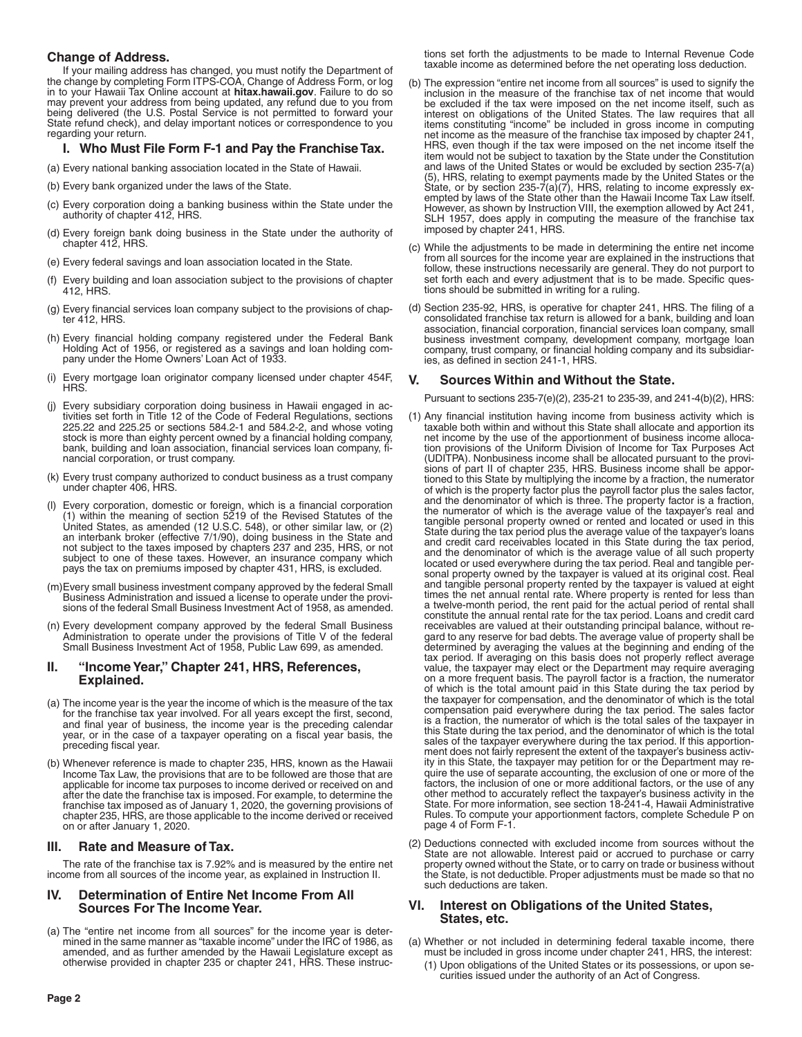## Change of Address.

If your mailing address has changed, you must notify the Department of the change by completing Form ITPS-COA, Change of Address Form, or log in to your Hawaii Tax Online account at **hitax.hawaii.gov**. Failure to do so may prevent your address from being updated, any refund due to you from being delivered (the U.S. Postal Service is not permitted to forward your State refund check), and delay important notices or correspondence to you regarding your return.

## I. Who Must File Form F-1 and Pay the Franchise Tax.

(a) Every national banking association located in the State of Hawaii.

(b) Every bank organized under the laws of the State.

(c) Every corporation doing a banking business within the State under the authority of chapter 412, HRS.

(d) Every foreign bank doing business in the State under the authority of chapter 412, HRS.

(e) Every federal savings and loan association located in the State.

(f) Every building and loan association subject to the provisions of chapter 412, HRS.

(g) Every financial services loan company subject to the provisions of chapter 412, HRS.

(h) Every financial holding company registered under the Federal Bank Holding Act of 1956, or registered as a savings and loan holding company under the Home Owners' Loan Act of 1933.

(i) Every mortgage loan originator company licensed under chapter 454F, HRS.

(j) Every subsidiary corporation doing business in Hawaii engaged in activities set forth in Title 12 of the Code of Federal Regulations, sections 225.22 and 225.25 or sections 584.2-1 and 584.2-2, and whose voting stock is more than eighty percent owned by a financial holding company, bank, building and loan association, financial services loan company, financial corporation, or trust company.

(k) Every trust company authorized to conduct business as a trust company under chapter 406, HRS.

(l) Every corporation, domestic or foreign, which is a financial corporation (1) within the meaning of section 5219 of the Revised Statutes of the United States, as amended (12 U.S.C. 548), or other similar law, or (2) an interbank broker (effective 7/1/90), doing business in the State and not subject to the taxes imposed by chapters 237 and 235, HRS, or not subject to one of these taxes. However, an insurance company which pays the tax on premiums imposed by chapter 431, HRS, is excluded.

(m) Every small business investment company approved by the federal Small Business Administration and issued a license to operate under the provisions of the federal Small Business Investment Act of 1958, as amended.

(n) Every development company approved by the federal Small Business Administration to operate under the provisions of Title V of the federal Small Business Investment Act of 1958, Public Law 699, as amended.

## II. "Income Year," Chapter 241, HRS, References, Explained.

(a) The income year is the year the income of which is the measure of the tax for the franchise tax year involved. For all years except the first, second, and final year of business, the income year is the preceding calendar year, or in the case of a taxpayer operating on a fiscal year basis, the preceding fiscal year.

(b) Whenever reference is made to chapter 235, HRS, known as the Hawaii Income Tax Law, the provisions that are to be followed are those that are applicable for income tax purposes to income derived or received on and after the date the franchise tax is imposed. For example, to determine the franchise tax imposed as of January 1, 2020, the governing provisions of chapter 235, HRS, are those applicable to the income derived or received on or after January 1, 2020.

## III. Rate and Measure of Tax.

The rate of the franchise tax is 7.92% and is measured by the entire net income from all sources of the income year, as explained in Instruction II.

## IV. Determination of Entire Net Income From All Sources For The Income Year.

(a) The "entire net income from all sources" for the income year is determined in the same manner as "taxable income" under the IRC of 1986, as amended, and as further amended by the Hawaii Legislature except as otherwise provided in chapter 235 or chapter 241, HRS. These instructions set forth the adjustments to be made to Internal Revenue Code taxable income as determined before the net operating loss deduction.

(b) The expression "entire net income from all sources" is used to signify the inclusion in the measure of the franchise tax of net income that would be excluded if the tax were imposed on the net income itself, such as interest on obligations of the United States. The law requires that all items constituting "income" be included in gross income in computing net income as the measure of the franchise tax imposed by chapter 241, HRS, even though if the tax were imposed on the net income itself the item would not be subject to taxation by the State under the Constitution and laws of the United States or would be excluded by section 235-7(a)(5), HRS, relating to exempt payments made by the United States or the State, or by section 235-7(a)(7), HRS, relating to income expressly exempted by laws of the State other than the Hawaii Income Tax Law itself. However, as shown by Instruction VIII, the exemption allowed by Act 241, SLH 1957, does apply in computing the measure of the franchise tax imposed by chapter 241, HRS.

(c) While the adjustments to be made in determining the entire net income from all sources for the income year are explained in the instructions that follow, these instructions necessarily are general. They do not purport to set forth each and every adjustment that is to be made. Specific questions should be submitted in writing for a ruling.

(d) Section 235-92, HRS, is operative for chapter 241, HRS. The filing of a consolidated franchise tax return is allowed for a bank, building and loan association, financial corporation, financial services loan company, small business investment company, development company, mortgage loan company, trust company, or financial holding company and its subsidiaries, as defined in section 241-1, HRS.

## V. Sources Within and Without the State.

Pursuant to sections 235-7(e)(2), 235-21 to 235-39, and 241-4(b)(2), HRS:

(1) Any financial institution having income from business activity which is taxable both within and without this State shall allocate and apportion its net income by the use of the apportionment of business income allocation provisions of the Uniform Division of Income for Tax Purposes Act (UDITPA). Nonbusiness income shall be allocated pursuant to the provisions of part II of chapter 235, HRS. Business income shall be apportioned to this State by multiplying the income by a fraction, the numerator of which is the property factor plus the payroll factor plus the sales factor, and the denominator of which is three. The property factor is a fraction, the numerator of which is the average value of the taxpayer's real and tangible personal property owned or rented and located or used in this State during the tax period plus the average value of the taxpayer's loans and credit card receivables located in this State during the tax period, and the denominator of which is the average value of all such property located or used everywhere during the tax period. Real and tangible personal property owned by the taxpayer is valued at its original cost. Real and tangible personal property rented by the taxpayer is valued at eight times the net annual rental rate. Where property is rented for less than a twelve-month period, the rent paid for the actual period of rental shall constitute the annual rental rate for the tax period. Loans and credit card receivables are valued at their outstanding principal balance, without regard to any reserve for bad debts. The average value of property shall be determined by averaging the values at the beginning and ending of the tax period. If averaging on this basis does not properly reflect average value, the taxpayer may elect or the Department may require averaging on a more frequent basis. The payroll factor is a fraction, the numerator of which is the total amount paid in this State during the tax period by the taxpayer for compensation, and the denominator of which is the total compensation paid everywhere during the tax period. The sales factor is a fraction, the numerator of which is the total sales of the taxpayer in this State during the tax period, and the denominator of which is the total sales of the taxpayer everywhere during the tax period. If this apportionment does not fairly represent the extent of the taxpayer's business activity in this State, the taxpayer may petition for or the Department may require the use of separate accounting, the exclusion of one or more of the factors, the inclusion of one or more additional factors, or the use of any other method to accurately reflect the taxpayer's business activity in the State. For more information, see section 18-241-4, Hawaii Administrative Rules. To compute your apportionment factors, complete Schedule P on page 4 of Form F-1.

(2) Deductions connected with excluded income from sources without the State are not allowable. Interest paid or accrued to purchase or carry property owned without the State, or to carry on trade or business without the State, is not deductible. Proper adjustments must be made so that no such deductions are taken.

## VI. Interest on Obligations of the United States, States, etc.

(a) Whether or not included in determining federal taxable income, there must be included in gross income under chapter 241, HRS, the interest:

  (1) Upon obligations of the United States or its possessions, or upon securities issued under the authority of an Act of Congress.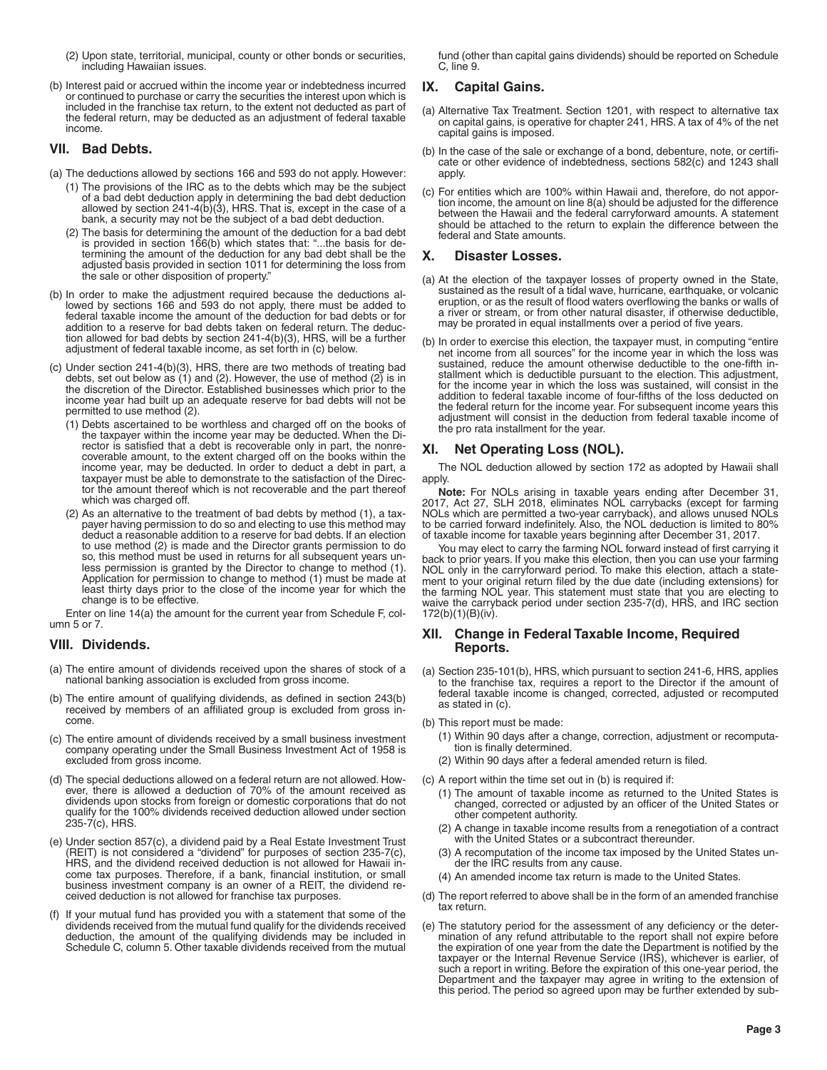(2) Upon state, territorial, municipal, county or other bonds or securities, including Hawaiian issues.

(b) Interest paid or accrued within the income year or indebtedness incurred or continued to purchase or carry the securities the interest upon which is included in the franchise tax return, to the extent not deducted as part of the federal return, may be deducted as an adjustment of federal taxable income.

## VII. Bad Debts.

(a) The deductions allowed by sections 166 and 593 do not apply. However:

(1) The provisions of the IRC as to the debts which may be the subject of a bad debt deduction apply in determining the bad debt deduction allowed by section 241-4(b)(3), HRS. That is, except in the case of a bank, a security may not be the subject of a bad debt deduction.

(2) The basis for determining the amount of the deduction for a bad debt is provided in section 166(b) which states that: "...the basis for determining the amount of the deduction for any bad debt shall be the adjusted basis provided in section 1011 for determining the loss from the sale or other disposition of property."

(b) In order to make the adjustment required because the deductions allowed by sections 166 and 593 do not apply, there must be added to federal taxable income the amount of the deduction for bad debts or for addition to a reserve for bad debts taken on federal return. The deduction allowed for bad debts by section 241-4(b)(3), HRS, will be a further adjustment of federal taxable income, as set forth in (c) below.

(c) Under section 241-4(b)(3), HRS, there are two methods of treating bad debts, set out below as (1) and (2). However, the use of method (2) is in the discretion of the Director. Established businesses which prior to the income year had built up an adequate reserve for bad debts will not be permitted to use method (2).

(1) Debts ascertained to be worthless and charged off on the books of the taxpayer within the income year may be deducted. When the Director is satisfied that a debt is recoverable only in part, the nonrecoverable amount, to the extent charged off on the books within the income year, may be deducted. In order to deduct a debt in part, a taxpayer must be able to demonstrate to the satisfaction of the Director the amount thereof which is not recoverable and the part thereof which was charged off.

(2) As an alternative to the treatment of bad debts by method (1), a taxpayer having permission to do so and electing to use this method may deduct a reasonable addition to a reserve for bad debts. If an election to use method (2) is made and the Director grants permission to do so, this method must be used in returns for all subsequent years unless permission is granted by the Director to change to method (1). Application for permission to change to method (1) must be made at least thirty days prior to the close of the income year for which the change is to be effective.

Enter on line 14(a) the amount for the current year from Schedule F, column 5 or 7.

## VIII. Dividends.

(a) The entire amount of dividends received upon the shares of stock of a national banking association is excluded from gross income.

(b) The entire amount of qualifying dividends, as defined in section 243(b) received by members of an affiliated group is excluded from gross income.

(c) The entire amount of dividends received by a small business investment company operating under the Small Business Investment Act of 1958 is excluded from gross income.

(d) The special deductions allowed on a federal return are not allowed. However, there is allowed a deduction of 70% of the amount received as dividends upon stocks from foreign or domestic corporations that do not qualify for the 100% dividends received deduction allowed under section 235-7(c), HRS.

(e) Under section 857(c), a dividend paid by a Real Estate Investment Trust (REIT) is not considered a "dividend" for purposes of section 235-7(c), HRS, and the dividend received deduction is not allowed for Hawaii income tax purposes. Therefore, if a bank, financial institution, or small business investment company is an owner of a REIT, the dividend received deduction is not allowed for franchise tax purposes.

(f) If your mutual fund has provided you with a statement that some of the dividends received from the mutual fund qualify for the dividends received deduction, the amount of the qualifying dividends may be included in Schedule C, column 5. Other taxable dividends received from the mutual fund (other than capital gains dividends) should be reported on Schedule C, line 9.

## IX. Capital Gains.

(a) Alternative Tax Treatment. Section 1201, with respect to alternative tax on capital gains, is operative for chapter 241, HRS. A tax of 4% of the net capital gains is imposed.

(b) In the case of the sale or exchange of a bond, debenture, note, or certificate or other evidence of indebtedness, sections 582(c) and 1243 shall apply.

(c) For entities which are 100% within Hawaii and, therefore, do not apportion income, the amount on line 8(a) should be adjusted for the difference between the Hawaii and the federal carryforward amounts. A statement should be attached to the return to explain the difference between the federal and State amounts.

## X. Disaster Losses.

(a) At the election of the taxpayer losses of property owned in the State, sustained as the result of a tidal wave, hurricane, earthquake, or volcanic eruption, or as the result of flood waters overflowing the banks or walls of a river or stream, or from other natural disaster, if otherwise deductible, may be prorated in equal installments over a period of five years.

(b) In order to exercise this election, the taxpayer must, in computing "entire net income from all sources" for the income year in which the loss was sustained, reduce the amount otherwise deductible to the one-fifth installment which is deductible pursuant to the election. This adjustment, for the income year in which the loss was sustained, will consist in the addition to federal taxable income of four-fifths of the loss deducted on the federal return for the income year. For subsequent income years this adjustment will consist in the deduction from federal taxable income of the pro rata installment for the year.

## XI. Net Operating Loss (NOL).

The NOL deduction allowed by section 172 as adopted by Hawaii shall apply.

**Note:** For NOLs arising in taxable years ending after December 31, 2017, Act 27, SLH 2018, eliminates NOL carrybacks (except for farming NOLs which are permitted a two-year carryback), and allows unused NOLs to be carried forward indefinitely. Also, the NOL deduction is limited to 80% of taxable income for taxable years beginning after December 31, 2017.

You may elect to carry the farming NOL forward instead of first carrying it back to prior years. If you make this election, then you can use your farming NOL only in the carryforward period. To make this election, attach a statement to your original return filed by the due date (including extensions) for the farming NOL year. This statement must state that you are electing to waive the carryback period under section 235-7(d), HRS, and IRC section 172(b)(1)(B)(iv).

## XII. Change in Federal Taxable Income, Required Reports.

(a) Section 235-101(b), HRS, which pursuant to section 241-6, HRS, applies to the franchise tax, requires a report to the Director if the amount of federal taxable income is changed, corrected, adjusted or recomputed as stated in (c).

(b) This report must be made:

(1) Within 90 days after a change, correction, adjustment or recomputation is finally determined.

(2) Within 90 days after a federal amended return is filed.

(c) A report within the time set out in (b) is required if:

(1) The amount of taxable income as returned to the United States is changed, corrected or adjusted by an officer of the United States or other competent authority.

(2) A change in taxable income results from a renegotiation of a contract with the United States or a subcontract thereunder.

(3) A recomputation of the income tax imposed by the United States under the IRC results from any cause.

(4) An amended income tax return is made to the United States.

(d) The report referred to above shall be in the form of an amended franchise tax return.

(e) The statutory period for the assessment of any deficiency or the determination of any refund attributable to the report shall not expire before the expiration of one year from the date the Department is notified by the taxpayer or the Internal Revenue Service (IRS), whichever is earlier, of such a report in writing. Before the expiration of this one-year period, the Department and the taxpayer may agree in writing to the extension of this period. The period so agreed upon may be further extended by sub-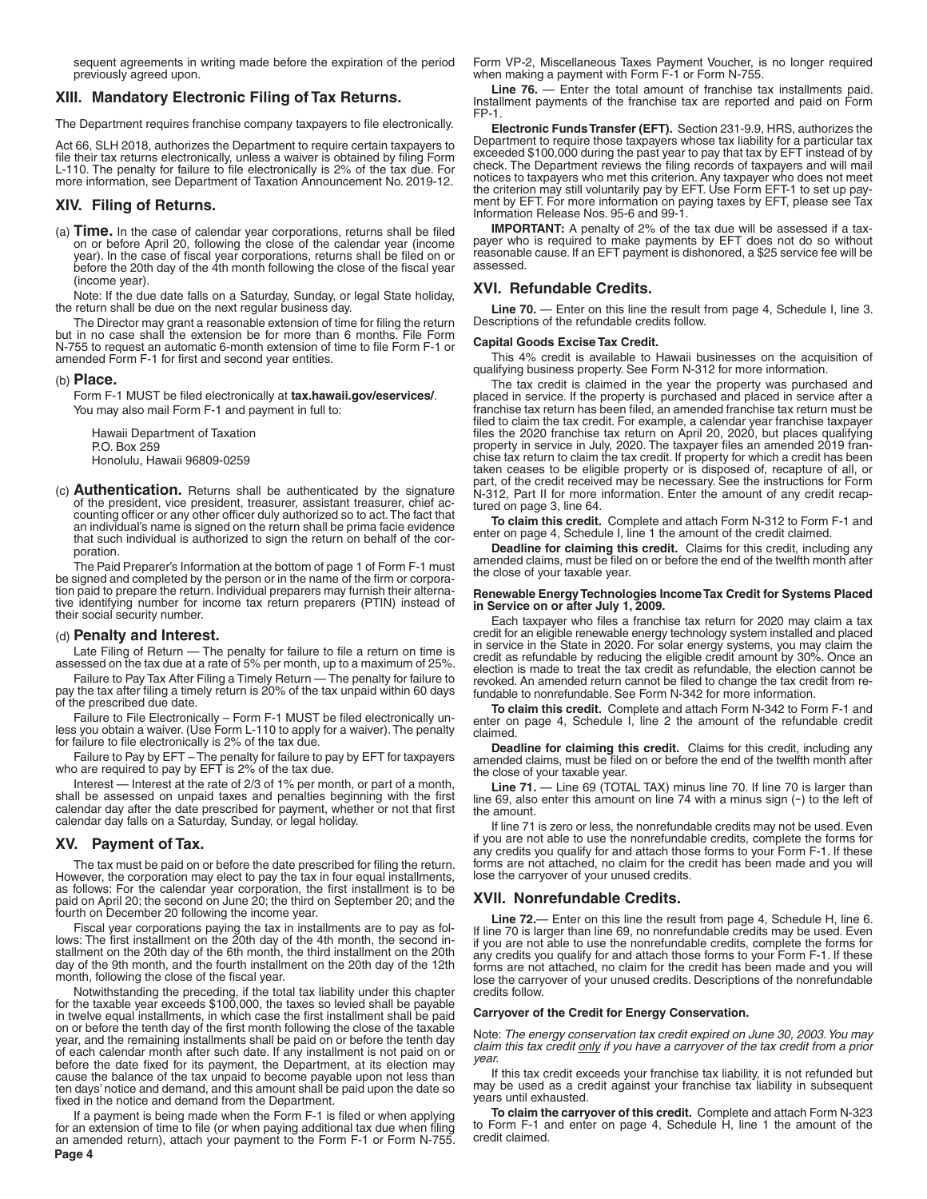sequent agreements in writing made before the expiration of the period previously agreed upon.

## XIII. Mandatory Electronic Filing of Tax Returns.

The Department requires franchise company taxpayers to file electronically.

Act 66, SLH 2018, authorizes the Department to require certain taxpayers to file their tax returns electronically, unless a waiver is obtained by filing Form L-110. The penalty for failure to file electronically is 2% of the tax due. For more information, see Department of Taxation Announcement No. 2019-12.

## XIV. Filing of Returns.

(a) **Time.** In the case of calendar year corporations, returns shall be filed on or before April 20, following the close of the calendar year (income year). In the case of fiscal year corporations, returns shall be filed on or before the 20th day of the 4th month following the close of the fiscal year (income year).

Note: If the due date falls on a Saturday, Sunday, or legal State holiday, the return shall be due on the next regular business day.

The Director may grant a reasonable extension of time for filing the return but in no case shall the extension be for more than 6 months. File Form N-755 to request an automatic 6-month extension of time to file Form F-1 or amended Form F-1 for first and second year entities.

(b) **Place.**

Form F-1 MUST be filed electronically at **tax.hawaii.gov/eservices/**. You may also mail Form F-1 and payment in full to:

Hawaii Department of Taxation
P.O. Box 259
Honolulu, Hawaii 96809-0259

(c) **Authentication.** Returns shall be authenticated by the signature of the president, vice president, treasurer, assistant treasurer, chief accounting officer or any other officer duly authorized so to act. The fact that an individual's name is signed on the return shall be prima facie evidence that such individual is authorized to sign the return on behalf of the corporation.

The Paid Preparer's Information at the bottom of page 1 of Form F-1 must be signed and completed by the person or in the name of the firm or corporation paid to prepare the return. Individual preparers may furnish their alternative identifying number for income tax return preparers (PTIN) instead of their social security number.

(d) **Penalty and Interest.**

Late Filing of Return — The penalty for failure to file a return on time is assessed on the tax due at a rate of 5% per month, up to a maximum of 25%.

Failure to Pay Tax After Filing a Timely Return — The penalty for failure to pay the tax after filing a timely return is 20% of the tax unpaid within 60 days of the prescribed due date.

Failure to File Electronically – Form F-1 MUST be filed electronically unless you obtain a waiver. (Use Form L-110 to apply for a waiver). The penalty for failure to file electronically is 2% of the tax due.

Failure to Pay by EFT – The penalty for failure to pay by EFT for taxpayers who are required to pay by EFT is 2% of the tax due.

Interest — Interest at the rate of 2/3 of 1% per month, or part of a month, shall be assessed on unpaid taxes and penalties beginning with the first calendar day after the date prescribed for payment, whether or not that first calendar day falls on a Saturday, Sunday, or legal holiday.

## XV. Payment of Tax.

The tax must be paid on or before the date prescribed for filing the return. However, the corporation may elect to pay the tax in four equal installments, as follows: For the calendar year corporation, the first installment is to be paid on April 20; the second on June 20; the third on September 20; and the fourth on December 20 following the income year.

Fiscal year corporations paying the tax in installments are to pay as follows: The first installment on the 20th day of the 4th month, the second installment on the 20th day of the 6th month, the third installment on the 20th day of the 9th month, and the fourth installment on the 20th day of the 12th month, following the close of the fiscal year.

Notwithstanding the preceding, if the total tax liability under this chapter for the taxable year exceeds $100,000, the taxes so levied shall be payable in twelve equal installments, in which case the first installment shall be paid on or before the tenth day of the first month following the close of the taxable year, and the remaining installments shall be paid on or before the tenth day of each calendar month after such date. If any installment is not paid on or before the date fixed for its payment, the Department, at its election may cause the balance of the tax unpaid to become payable upon not less than ten days' notice and demand, and this amount shall be paid upon the date so fixed in the notice and demand from the Department.

If a payment is being made when the Form F-1 is filed or when applying for an extension of time to file (or when paying additional tax due when filing an amended return), attach your payment to the Form F-1 or Form N-755. Form VP-2, Miscellaneous Taxes Payment Voucher, is no longer required when making a payment with Form F-1 or Form N-755.

**Line 76.** — Enter the total amount of franchise tax installments paid. Installment payments of the franchise tax are reported and paid on Form FP-1.

**Electronic Funds Transfer (EFT).** Section 231-9.9, HRS, authorizes the Department to require those taxpayers whose tax liability for a particular tax exceeded $100,000 during the past year to pay that tax by EFT instead of by check. The Department reviews the filing records of taxpayers and will mail notices to taxpayers who met this criterion. Any taxpayer who does not meet the criterion may still voluntarily pay by EFT. Use Form EFT-1 to set up payment by EFT. For more information on paying taxes by EFT, please see Tax Information Release Nos. 95-6 and 99-1.

**IMPORTANT:** A penalty of 2% of the tax due will be assessed if a taxpayer who is required to make payments by EFT does not do so without reasonable cause. If an EFT payment is dishonored, a $25 service fee will be assessed.

## XVI. Refundable Credits.

**Line 70.** — Enter on this line the result from page 4, Schedule I, line 3. Descriptions of the refundable credits follow.

#### Capital Goods Excise Tax Credit.

This 4% credit is available to Hawaii businesses on the acquisition of qualifying business property. See Form N-312 for more information.

The tax credit is claimed in the year the property was purchased and placed in service. If the property is purchased and placed in service after a franchise tax return has been filed, an amended franchise tax return must be filed to claim the tax credit. For example, a calendar year franchise taxpayer files the 2020 franchise tax return on April 20, 2020, but places qualifying property in service in July, 2020. The taxpayer files an amended 2019 franchise tax return to claim the tax credit. If property for which a credit has been taken ceases to be eligible property or is disposed of, recapture of all, or part, of the credit received may be necessary. See the instructions for Form N-312, Part II for more information. Enter the amount of any credit recaptured on page 3, line 64.

**To claim this credit.** Complete and attach Form N-312 to Form F-1 and enter on page 4, Schedule I, line 1 the amount of the credit claimed.

**Deadline for claiming this credit.** Claims for this credit, including any amended claims, must be filed on or before the end of the twelfth month after the close of your taxable year.

#### Renewable Energy Technologies Income Tax Credit for Systems Placed in Service on or after July 1, 2009.

Each taxpayer who files a franchise tax return for 2020 may claim a tax credit for an eligible renewable energy technology system installed and placed in service in the State in 2020. For solar energy systems, you may claim the credit as refundable by reducing the eligible credit amount by 30%. Once an election is made to treat the tax credit as refundable, the election cannot be revoked. An amended return cannot be filed to change the tax credit from refundable to nonrefundable. See Form N-342 for more information.

**To claim this credit.** Complete and attach Form N-342 to Form F-1 and enter on page 4, Schedule I, line 2 the amount of the refundable credit claimed.

**Deadline for claiming this credit.** Claims for this credit, including any amended claims, must be filed on or before the end of the twelfth month after the close of your taxable year.

**Line 71.** — Line 69 (TOTAL TAX) minus line 70. If line 70 is larger than line 69, also enter this amount on line 74 with a minus sign (-) to the left of the amount.

If line 71 is zero or less, the nonrefundable credits may not be used. Even if you are not able to use the nonrefundable credits, complete the forms for any credits you qualify for and attach those forms to your Form F-1. If these forms are not attached, no claim for the credit has been made and you will lose the carryover of your unused credits.

## XVII. Nonrefundable Credits.

**Line 72.**— Enter on this line the result from page 4, Schedule H, line 6. If line 70 is larger than line 69, no nonrefundable credits may be used. Even if you are not able to use the nonrefundable credits, complete the forms for any credits you qualify for and attach those forms to your Form F-1. If these forms are not attached, no claim for the credit has been made and you will lose the carryover of your unused credits. Descriptions of the nonrefundable credits follow.

#### Carryover of the Credit for Energy Conservation.

Note: *The energy conservation tax credit expired on June 30, 2003. You may claim this tax credit only if you have a carryover of the tax credit from a prior year.*

If this tax credit exceeds your franchise tax liability, it is not refunded but may be used as a credit against your franchise tax liability in subsequent years until exhausted.

**To claim the carryover of this credit.** Complete and attach Form N-323 to Form F-1 and enter on page 4, Schedule H, line 1 the amount of the credit claimed.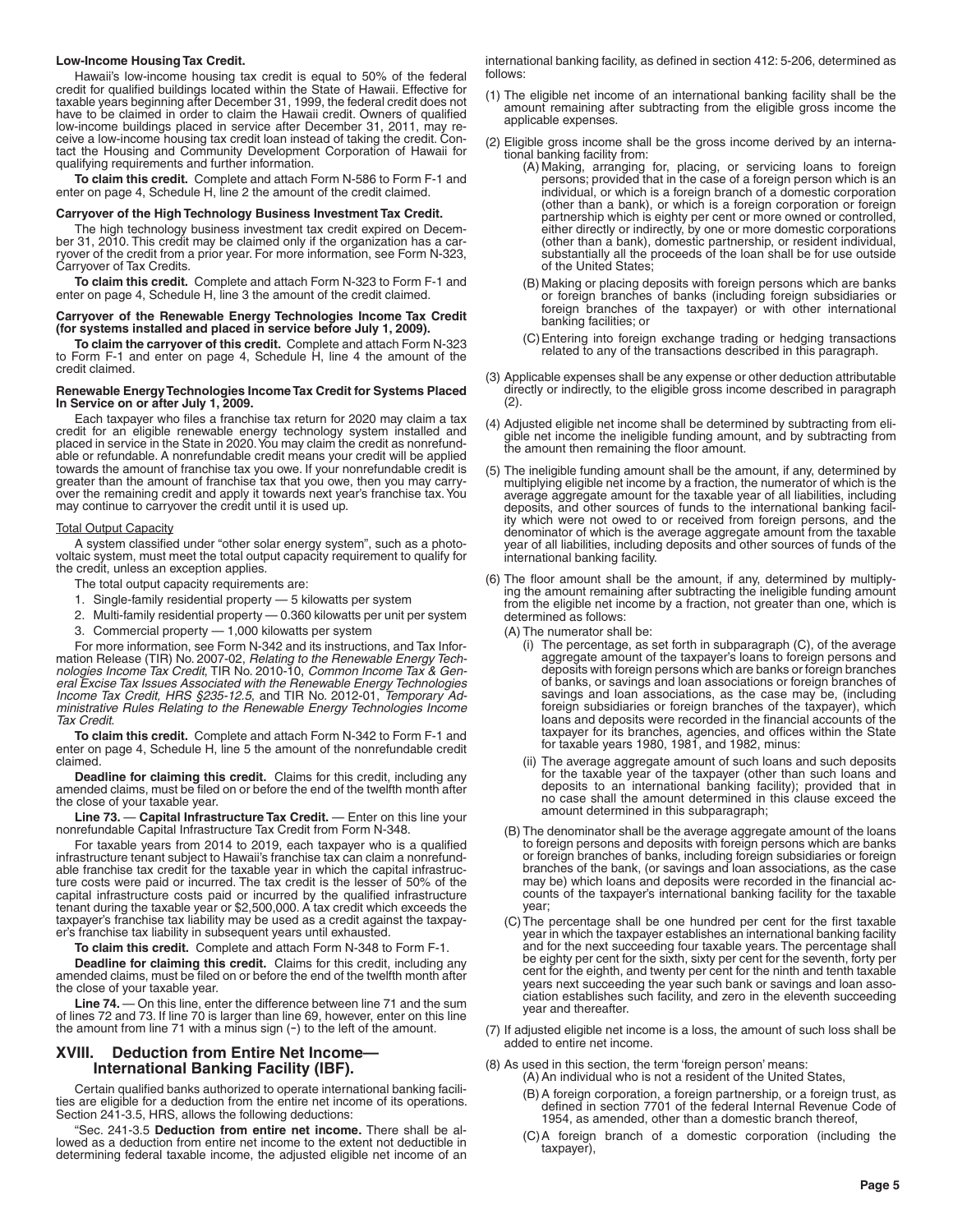**Low-Income Housing Tax Credit.**

Hawaii's low-income housing tax credit is equal to 50% of the federal credit for qualified buildings located within the State of Hawaii. Effective for taxable years beginning after December 31, 1999, the federal credit does not have to be claimed in order to claim the Hawaii credit. Owners of qualified low-income buildings placed in service after December 31, 2011, may receive a low-income housing tax credit loan instead of taking the credit. Contact the Housing and Community Development Corporation of Hawaii for qualifying requirements and further information.

**To claim this credit.** Complete and attach Form N-586 to Form F-1 and enter on page 4, Schedule H, line 2 the amount of the credit claimed.

**Carryover of the High Technology Business Investment Tax Credit.**

The high technology business investment tax credit expired on December 31, 2010. This credit may be claimed only if the organization has a carryover of the credit from a prior year. For more information, see Form N-323, Carryover of Tax Credits.

**To claim this credit.** Complete and attach Form N-323 to Form F-1 and enter on page 4, Schedule H, line 3 the amount of the credit claimed.

**Carryover of the Renewable Energy Technologies Income Tax Credit (for systems installed and placed in service before July 1, 2009).**

**To claim the carryover of this credit.** Complete and attach Form N-323 to Form F-1 and enter on page 4, Schedule H, line 4 the amount of the credit claimed.

**Renewable Energy Technologies Income Tax Credit for Systems Placed In Service on or after July 1, 2009.**

Each taxpayer who files a franchise tax return for 2020 may claim a tax credit for an eligible renewable energy technology system installed and placed in service in the State in 2020. You may claim the credit as nonrefundable or refundable. A nonrefundable credit means your credit will be applied towards the amount of franchise tax you owe. If your nonrefundable credit is greater than the amount of franchise tax that you owe, then you may carryover the remaining credit and apply it towards next year's franchise tax. You may continue to carryover the credit until it is used up.

Total Output Capacity

A system classified under "other solar energy system", such as a photovoltaic system, must meet the total output capacity requirement to qualify for the credit, unless an exception applies.

The total output capacity requirements are:

1. Single-family residential property — 5 kilowatts per system
2. Multi-family residential property — 0.360 kilowatts per unit per system
3. Commercial property — 1,000 kilowatts per system

For more information, see Form N-342 and its instructions, and Tax Information Release (TIR) No. 2007-02, *Relating to the Renewable Energy Technologies Income Tax Credit*, TIR No. 2010-10, *Common Income Tax & General Excise Tax Issues Associated with the Renewable Energy Technologies Income Tax Credit, HRS §235-12.5*, and TIR No. 2012-01, *Temporary Administrative Rules Relating to the Renewable Energy Technologies Income Tax Credit*.

**To claim this credit.** Complete and attach Form N-342 to Form F-1 and enter on page 4, Schedule H, line 5 the amount of the nonrefundable credit claimed.

**Deadline for claiming this credit.** Claims for this credit, including any amended claims, must be filed on or before the end of the twelfth month after the close of your taxable year.

**Line 73.** — **Capital Infrastructure Tax Credit.** — Enter on this line your nonrefundable Capital Infrastructure Tax Credit from Form N-348.

For taxable years from 2014 to 2019, each taxpayer who is a qualified infrastructure tenant subject to Hawaii's franchise tax can claim a nonrefundable franchise tax credit for the taxable year in which the capital infrastructure costs were paid or incurred. The tax credit is the lesser of 50% of the capital infrastructure costs paid or incurred by the qualified infrastructure tenant during the taxable year or $2,500,000. A tax credit which exceeds the taxpayer's franchise tax liability may be used as a credit against the taxpayer's franchise tax liability in subsequent years until exhausted.

**To claim this credit.** Complete and attach Form N-348 to Form F-1.

**Deadline for claiming this credit.** Claims for this credit, including any amended claims, must be filed on or before the end of the twelfth month after the close of your taxable year.

**Line 74.** — On this line, enter the difference between line 71 and the sum of lines 72 and 73. If line 70 is larger than line 69, however, enter on this line the amount from line 71 with a minus sign (−) to the left of the amount.

## XVIII. Deduction from Entire Net Income— International Banking Facility (IBF).

Certain qualified banks authorized to operate international banking facilities are eligible for a deduction from the entire net income of its operations. Section 241-3.5, HRS, allows the following deductions:

"Sec. 241-3.5 **Deduction from entire net income.** There shall be allowed as a deduction from entire net income to the extent not deductible in determining federal taxable income, the adjusted eligible net income of an international banking facility, as defined in section 412: 5-206, determined as follows:

(1) The eligible net income of an international banking facility shall be the amount remaining after subtracting from the eligible gross income the applicable expenses.

(2) Eligible gross income shall be the gross income derived by an international banking facility from:

   (A) Making, arranging for, placing, or servicing loans to foreign persons; provided that in the case of a foreign person which is an individual, or which is a foreign branch of a domestic corporation (other than a bank), or which is a foreign corporation or foreign partnership which is eighty per cent or more owned or controlled, either directly or indirectly, by one or more domestic corporations (other than a bank), domestic partnership, or resident individual, substantially all the proceeds of the loan shall be for use outside of the United States;

   (B) Making or placing deposits with foreign persons which are banks or foreign branches of banks (including foreign subsidiaries or foreign branches of the taxpayer) or with other international banking facilities; or

   (C) Entering into foreign exchange trading or hedging transactions related to any of the transactions described in this paragraph.

(3) Applicable expenses shall be any expense or other deduction attributable directly or indirectly, to the eligible gross income described in paragraph (2).

(4) Adjusted eligible net income shall be determined by subtracting from eligible net income the ineligible funding amount, and by subtracting from the amount then remaining the floor amount.

(5) The ineligible funding amount shall be the amount, if any, determined by multiplying eligible net income by a fraction, the numerator of which is the average aggregate amount for the taxable year of all liabilities, including deposits, and other sources of funds to the international banking facility which were not owed to or received from foreign persons, and the denominator of which is the average aggregate amount from the taxable year of all liabilities, including deposits and other sources of funds of the international banking facility.

(6) The floor amount shall be the amount, if any, determined by multiplying the amount remaining after subtracting the ineligible funding amount from the eligible net income by a fraction, not greater than one, which is determined as follows:

   (A) The numerator shall be:

      (i) The percentage, as set forth in subparagraph (C), of the average aggregate amount of the taxpayer's loans to foreign persons and deposits with foreign persons which are banks or foreign branches of banks, or savings and loan associations or foreign branches of savings and loan associations, as the case may be, (including foreign subsidiaries or foreign branches of the taxpayer), which loans and deposits were recorded in the financial accounts of the taxpayer for its branches, agencies, and offices within the State for taxable years 1980, 1981, and 1982, minus:

      (ii) The average aggregate amount of such loans and such deposits for the taxable year of the taxpayer (other than such loans and deposits to an international banking facility); provided that in no case shall the amount determined in this clause exceed the amount determined in this subparagraph;

   (B) The denominator shall be the average aggregate amount of the loans to foreign persons and deposits with foreign persons which are banks or foreign branches of banks, including foreign subsidiaries or foreign branches of the bank, (or savings and loan associations, as the case may be) which loans and deposits were recorded in the financial accounts of the taxpayer's international banking facility for the taxable year;

   (C) The percentage shall be one hundred per cent for the first taxable year in which the taxpayer establishes an international banking facility and for the next succeeding four taxable years. The percentage shall be eighty per cent for the sixth, sixty per cent for the seventh, forty per cent for the eighth, and twenty per cent for the ninth and tenth taxable years next succeeding the year such bank or savings and loan association establishes such facility, and zero in the eleventh succeeding year and thereafter.

(7) If adjusted eligible net income is a loss, the amount of such loss shall be added to entire net income.

(8) As used in this section, the term 'foreign person' means:

   (A) An individual who is not a resident of the United States,

   (B) A foreign corporation, a foreign partnership, or a foreign trust, as defined in section 7701 of the federal Internal Revenue Code of 1954, as amended, other than a domestic branch thereof,

   (C) A foreign branch of a domestic corporation (including the taxpayer),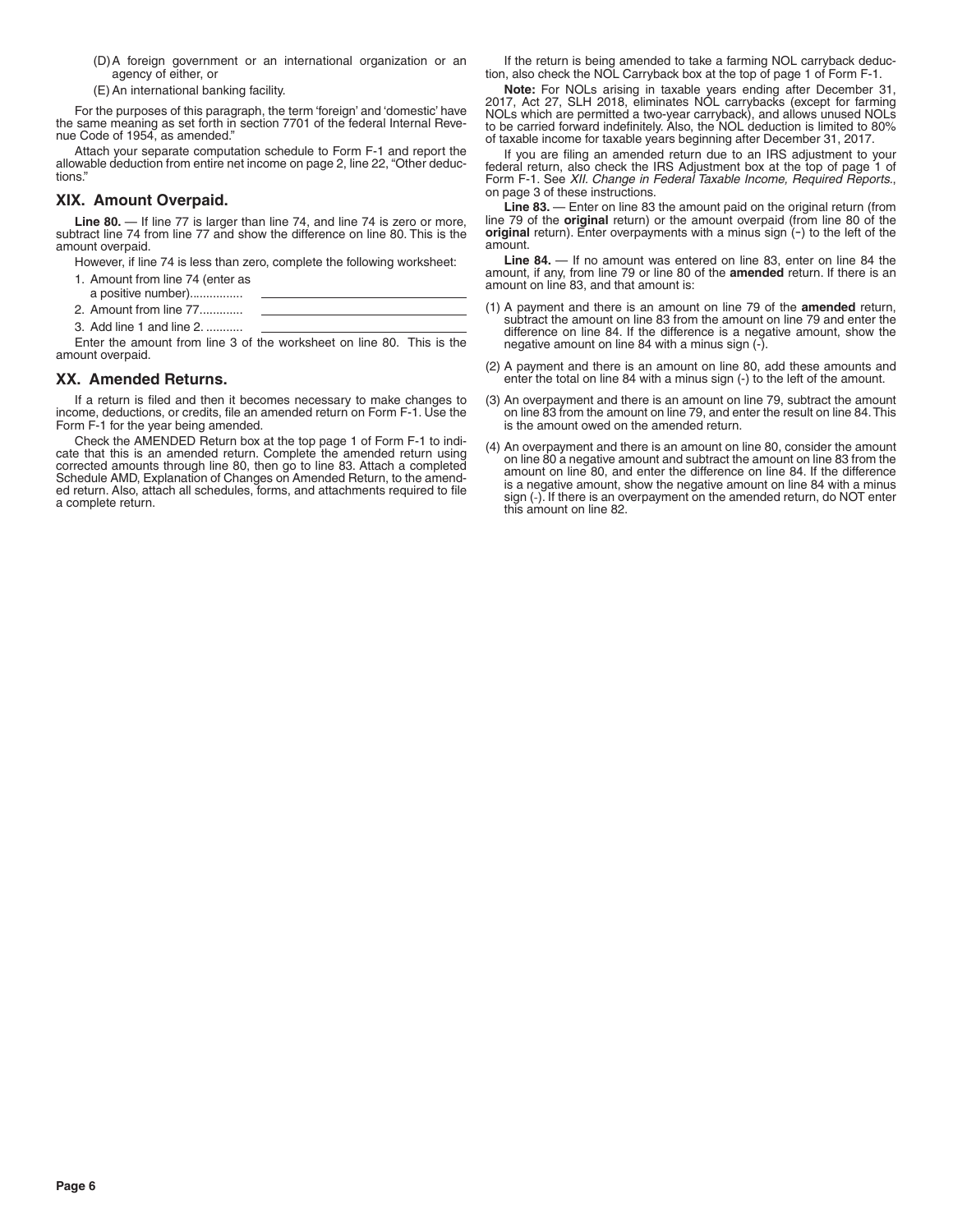(D) A foreign government or an international organization or an agency of either, or

(E) An international banking facility.

For the purposes of this paragraph, the term 'foreign' and 'domestic' have the same meaning as set forth in section 7701 of the federal Internal Revenue Code of 1954, as amended."

Attach your separate computation schedule to Form F-1 and report the allowable deduction from entire net income on page 2, line 22, "Other deductions."

## XIX. Amount Overpaid.

**Line 80.** — If line 77 is larger than line 74, and line 74 is zero or more, subtract line 74 from line 77 and show the difference on line 80. This is the amount overpaid.

However, if line 74 is less than zero, complete the following worksheet:

1. Amount from line 74 (enter as a positive number)................ \_\_\_\_\_\_\_\_\_\_\_\_\_\_\_\_
2. Amount from line 77............. \_\_\_\_\_\_\_\_\_\_\_\_\_\_\_\_
3. Add line 1 and line 2. ........... \_\_\_\_\_\_\_\_\_\_\_\_\_\_\_\_

Enter the amount from line 3 of the worksheet on line 80. This is the amount overpaid.

## XX. Amended Returns.

If a return is filed and then it becomes necessary to make changes to income, deductions, or credits, file an amended return on Form F-1. Use the Form F-1 for the year being amended.

Check the AMENDED Return box at the top page 1 of Form F-1 to indicate that this is an amended return. Complete the amended return using corrected amounts through line 80, then go to line 83. Attach a completed Schedule AMD, Explanation of Changes on Amended Return, to the amended return. Also, attach all schedules, forms, and attachments required to file a complete return.

If the return is being amended to take a farming NOL carryback deduction, also check the NOL Carryback box at the top of page 1 of Form F-1.

**Note:** For NOLs arising in taxable years ending after December 31, 2017, Act 27, SLH 2018, eliminates NOL carrybacks (except for farming NOLs which are permitted a two-year carryback), and allows unused NOLs to be carried forward indefinitely. Also, the NOL deduction is limited to 80% of taxable income for taxable years beginning after December 31, 2017.

If you are filing an amended return due to an IRS adjustment to your federal return, also check the IRS Adjustment box at the top of page 1 of Form F-1. See *XII. Change in Federal Taxable Income, Required Reports.*, on page 3 of these instructions.

**Line 83.** — Enter on line 83 the amount paid on the original return (from line 79 of the **original** return) or the amount overpaid (from line 80 of the **original** return). Enter overpayments with a minus sign (-) to the left of the amount.

**Line 84.** — If no amount was entered on line 83, enter on line 84 the amount, if any, from line 79 or line 80 of the **amended** return. If there is an amount on line 83, and that amount is:

(1) A payment and there is an amount on line 79 of the **amended** return, subtract the amount on line 83 from the amount on line 79 and enter the difference on line 84. If the difference is a negative amount, show the negative amount on line 84 with a minus sign (-).

(2) A payment and there is an amount on line 80, add these amounts and enter the total on line 84 with a minus sign (-) to the left of the amount.

(3) An overpayment and there is an amount on line 79, subtract the amount on line 83 from the amount on line 79, and enter the result on line 84. This is the amount owed on the amended return.

(4) An overpayment and there is an amount on line 80, consider the amount on line 80 a negative amount and subtract the amount on line 83 from the amount on line 80, and enter the difference on line 84. If the difference is a negative amount, show the negative amount on line 84 with a minus sign (-). If there is an overpayment on the amended return, do NOT enter this amount on line 82.